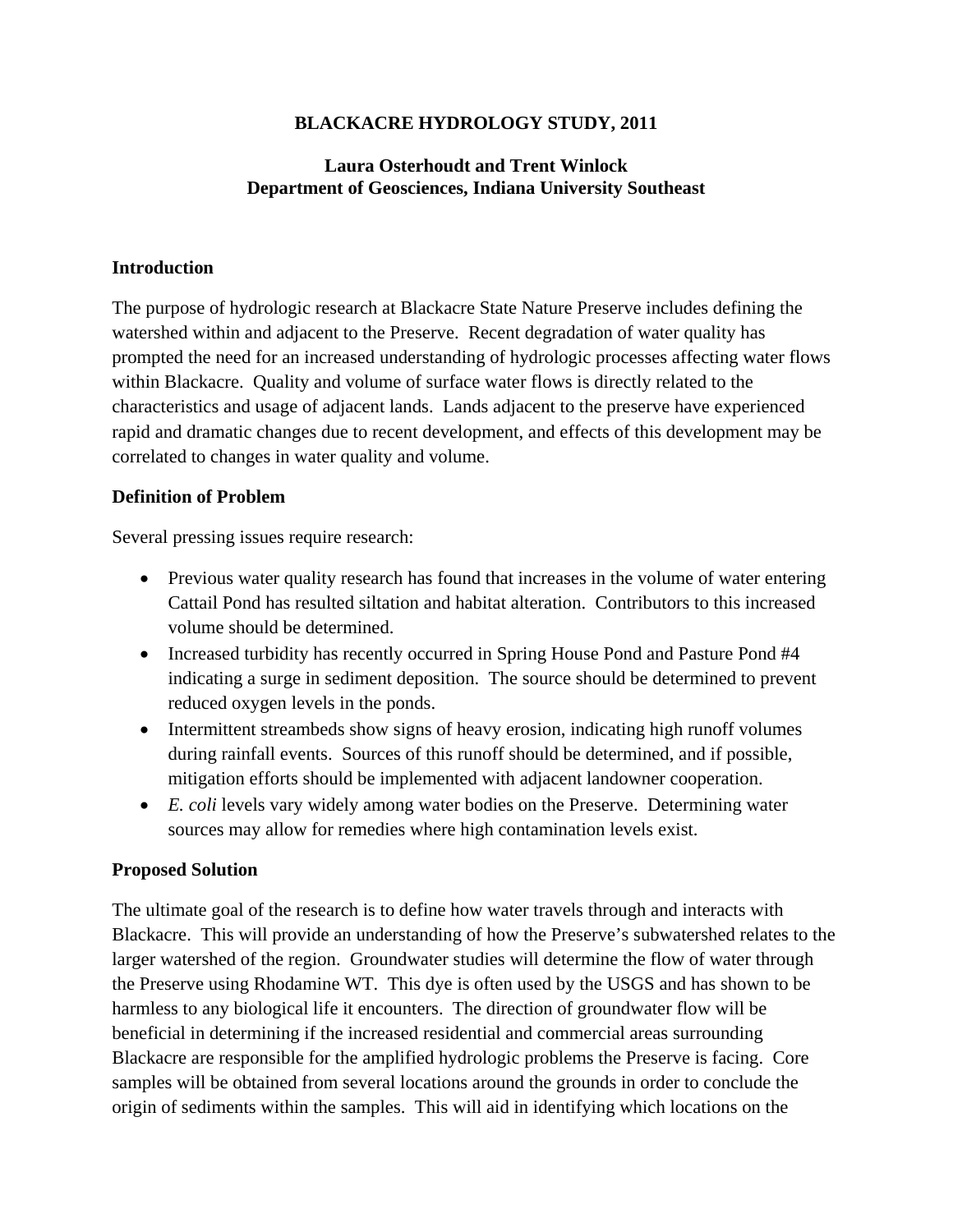# BLACKACRE HYDROLOGY STUDY, 2011

**Laura Osterhoudt and Trent Winlock**
**Department of Geosciences, Indiana University Southeast**

## Introduction

The purpose of hydrologic research at Blackacre State Nature Preserve includes defining the watershed within and adjacent to the Preserve. Recent degradation of water quality has prompted the need for an increased understanding of hydrologic processes affecting water flows within Blackacre. Quality and volume of surface water flows is directly related to the characteristics and usage of adjacent lands. Lands adjacent to the preserve have experienced rapid and dramatic changes due to recent development, and effects of this development may be correlated to changes in water quality and volume.

## Definition of Problem

Several pressing issues require research:

- Previous water quality research has found that increases in the volume of water entering Cattail Pond has resulted siltation and habitat alteration. Contributors to this increased volume should be determined.
- Increased turbidity has recently occurred in Spring House Pond and Pasture Pond #4 indicating a surge in sediment deposition. The source should be determined to prevent reduced oxygen levels in the ponds.
- Intermittent streambeds show signs of heavy erosion, indicating high runoff volumes during rainfall events. Sources of this runoff should be determined, and if possible, mitigation efforts should be implemented with adjacent landowner cooperation.
- *E. coli* levels vary widely among water bodies on the Preserve. Determining water sources may allow for remedies where high contamination levels exist.

## Proposed Solution

The ultimate goal of the research is to define how water travels through and interacts with Blackacre. This will provide an understanding of how the Preserve's subwatershed relates to the larger watershed of the region. Groundwater studies will determine the flow of water through the Preserve using Rhodamine WT. This dye is often used by the USGS and has shown to be harmless to any biological life it encounters. The direction of groundwater flow will be beneficial in determining if the increased residential and commercial areas surrounding Blackacre are responsible for the amplified hydrologic problems the Preserve is facing. Core samples will be obtained from several locations around the grounds in order to conclude the origin of sediments within the samples. This will aid in identifying which locations on the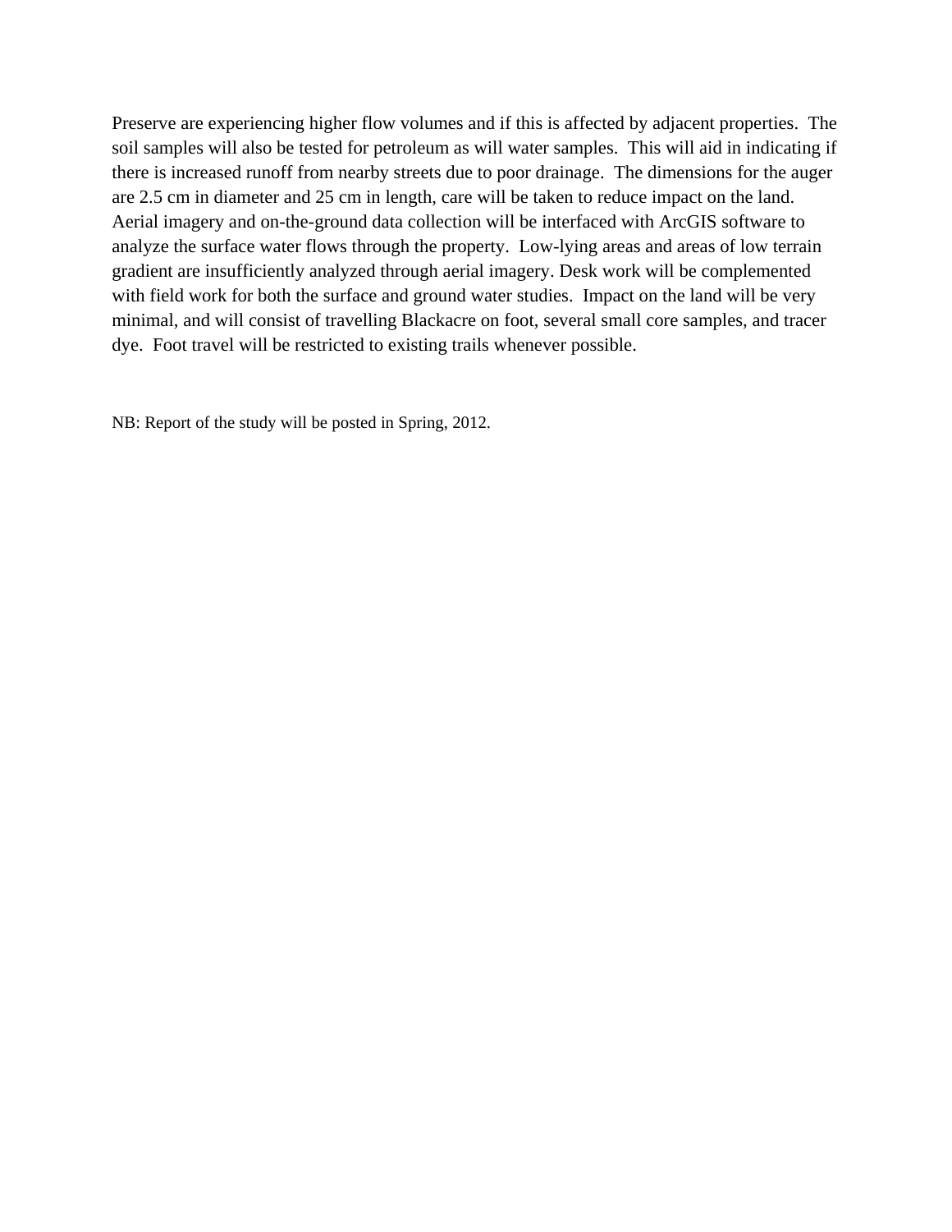Preserve are experiencing higher flow volumes and if this is affected by adjacent properties. The soil samples will also be tested for petroleum as will water samples. This will aid in indicating if there is increased runoff from nearby streets due to poor drainage. The dimensions for the auger are 2.5 cm in diameter and 25 cm in length, care will be taken to reduce impact on the land. Aerial imagery and on-the-ground data collection will be interfaced with ArcGIS software to analyze the surface water flows through the property. Low-lying areas and areas of low terrain gradient are insufficiently analyzed through aerial imagery. Desk work will be complemented with field work for both the surface and ground water studies. Impact on the land will be very minimal, and will consist of travelling Blackacre on foot, several small core samples, and tracer dye. Foot travel will be restricted to existing trails whenever possible.

NB: Report of the study will be posted in Spring, 2012.